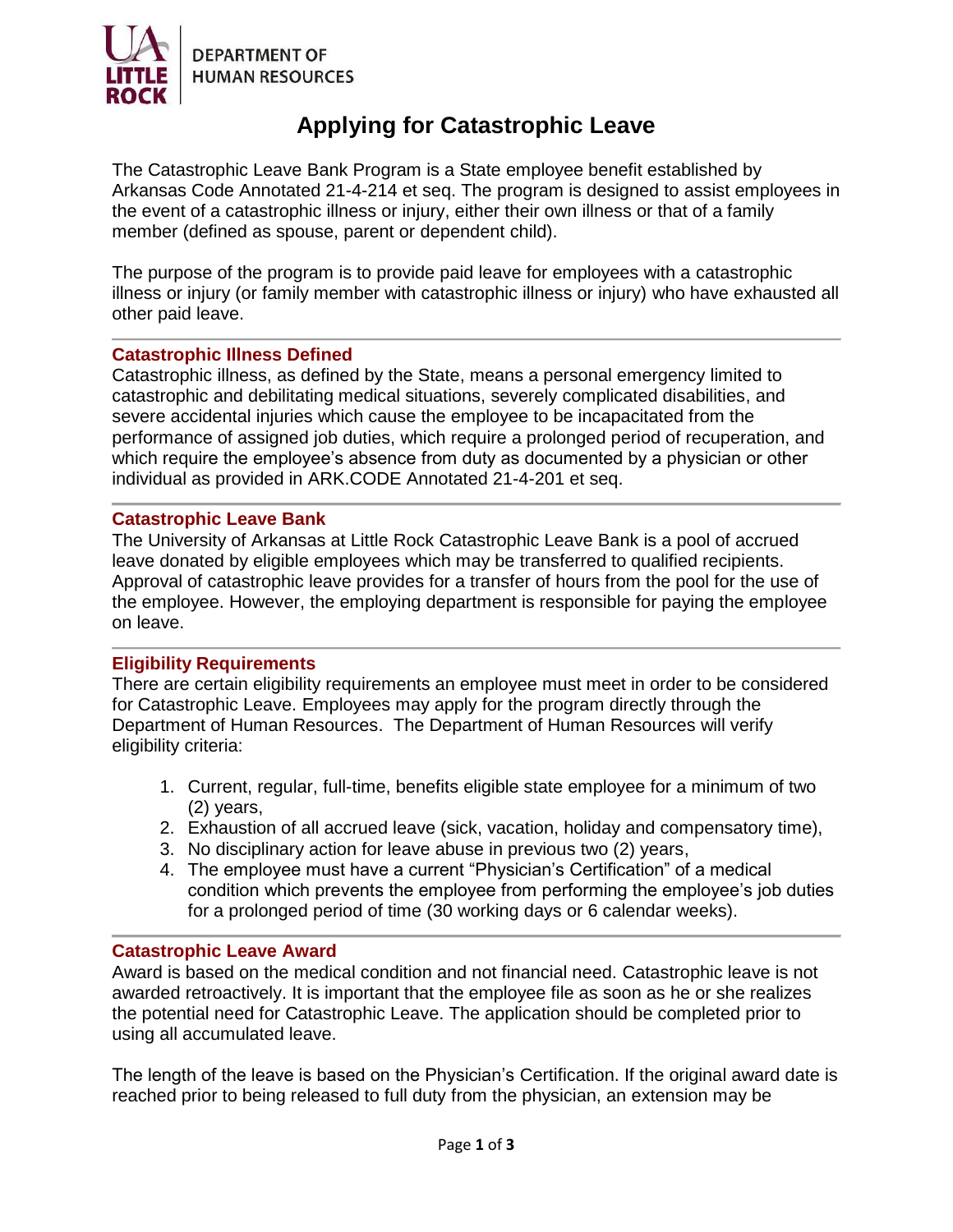DEPARTMENT OF
HUMAN RESOURCES

# Applying for Catastrophic Leave

The Catastrophic Leave Bank Program is a State employee benefit established by Arkansas Code Annotated 21-4-214 et seq. The program is designed to assist employees in the event of a catastrophic illness or injury, either their own illness or that of a family member (defined as spouse, parent or dependent child).

The purpose of the program is to provide paid leave for employees with a catastrophic illness or injury (or family member with catastrophic illness or injury) who have exhausted all other paid leave.

---

## Catastrophic Illness Defined

Catastrophic illness, as defined by the State, means a personal emergency limited to catastrophic and debilitating medical situations, severely complicated disabilities, and severe accidental injuries which cause the employee to be incapacitated from the performance of assigned job duties, which require a prolonged period of recuperation, and which require the employee's absence from duty as documented by a physician or other individual as provided in ARK.CODE Annotated 21-4-201 et seq.

---

## Catastrophic Leave Bank

The University of Arkansas at Little Rock Catastrophic Leave Bank is a pool of accrued leave donated by eligible employees which may be transferred to qualified recipients. Approval of catastrophic leave provides for a transfer of hours from the pool for the use of the employee. However, the employing department is responsible for paying the employee on leave.

---

## Eligibility Requirements

There are certain eligibility requirements an employee must meet in order to be considered for Catastrophic Leave. Employees may apply for the program directly through the Department of Human Resources. The Department of Human Resources will verify eligibility criteria:

1. Current, regular, full-time, benefits eligible state employee for a minimum of two (2) years,
2. Exhaustion of all accrued leave (sick, vacation, holiday and compensatory time),
3. No disciplinary action for leave abuse in previous two (2) years,
4. The employee must have a current "Physician's Certification" of a medical condition which prevents the employee from performing the employee's job duties for a prolonged period of time (30 working days or 6 calendar weeks).

---

## Catastrophic Leave Award

Award is based on the medical condition and not financial need. Catastrophic leave is not awarded retroactively. It is important that the employee file as soon as he or she realizes the potential need for Catastrophic Leave. The application should be completed prior to using all accumulated leave.

The length of the leave is based on the Physician's Certification. If the original award date is reached prior to being released to full duty from the physician, an extension may be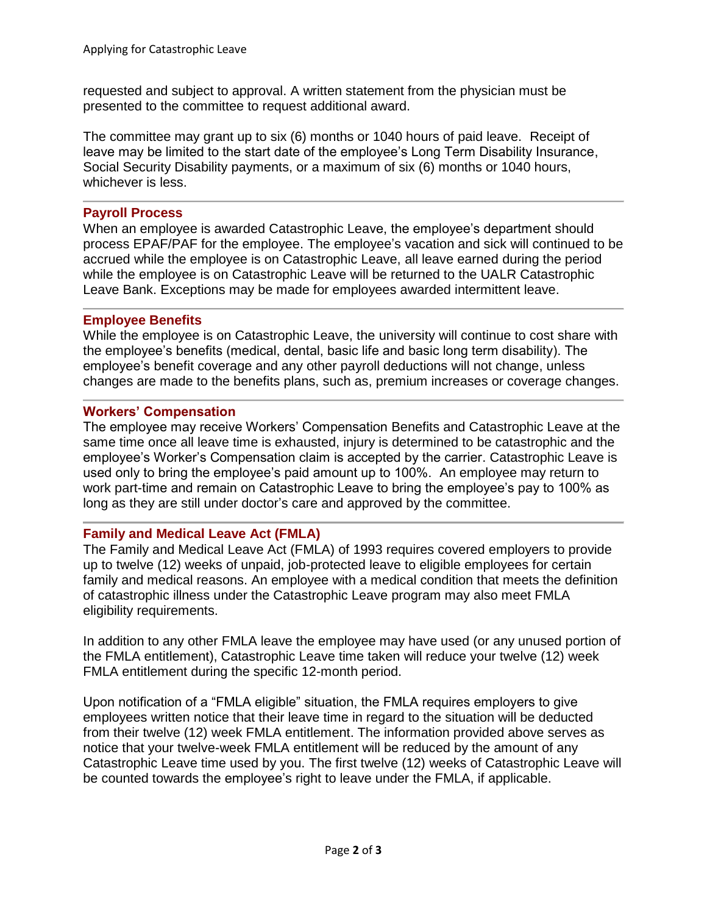requested and subject to approval. A written statement from the physician must be presented to the committee to request additional award.

The committee may grant up to six (6) months or 1040 hours of paid leave. Receipt of leave may be limited to the start date of the employee's Long Term Disability Insurance, Social Security Disability payments, or a maximum of six (6) months or 1040 hours, whichever is less.

## Payroll Process

When an employee is awarded Catastrophic Leave, the employee's department should process EPAF/PAF for the employee. The employee's vacation and sick will continued to be accrued while the employee is on Catastrophic Leave, all leave earned during the period while the employee is on Catastrophic Leave will be returned to the UALR Catastrophic Leave Bank. Exceptions may be made for employees awarded intermittent leave.

## Employee Benefits

While the employee is on Catastrophic Leave, the university will continue to cost share with the employee's benefits (medical, dental, basic life and basic long term disability). The employee's benefit coverage and any other payroll deductions will not change, unless changes are made to the benefits plans, such as, premium increases or coverage changes.

## Workers' Compensation

The employee may receive Workers' Compensation Benefits and Catastrophic Leave at the same time once all leave time is exhausted, injury is determined to be catastrophic and the employee's Worker's Compensation claim is accepted by the carrier. Catastrophic Leave is used only to bring the employee's paid amount up to 100%. An employee may return to work part-time and remain on Catastrophic Leave to bring the employee's pay to 100% as long as they are still under doctor's care and approved by the committee.

## Family and Medical Leave Act (FMLA)

The Family and Medical Leave Act (FMLA) of 1993 requires covered employers to provide up to twelve (12) weeks of unpaid, job-protected leave to eligible employees for certain family and medical reasons. An employee with a medical condition that meets the definition of catastrophic illness under the Catastrophic Leave program may also meet FMLA eligibility requirements.

In addition to any other FMLA leave the employee may have used (or any unused portion of the FMLA entitlement), Catastrophic Leave time taken will reduce your twelve (12) week FMLA entitlement during the specific 12-month period.

Upon notification of a "FMLA eligible" situation, the FMLA requires employers to give employees written notice that their leave time in regard to the situation will be deducted from their twelve (12) week FMLA entitlement. The information provided above serves as notice that your twelve-week FMLA entitlement will be reduced by the amount of any Catastrophic Leave time used by you. The first twelve (12) weeks of Catastrophic Leave will be counted towards the employee's right to leave under the FMLA, if applicable.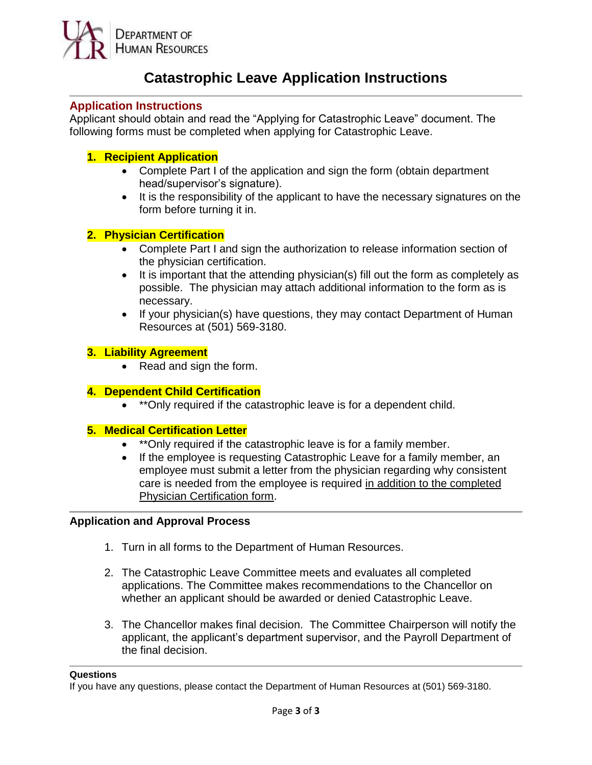DEPARTMENT OF HUMAN RESOURCES

# Catastrophic Leave Application Instructions

## Application Instructions

Applicant should obtain and read the "Applying for Catastrophic Leave" document. The following forms must be completed when applying for Catastrophic Leave.

1. **Recipient Application**
   - Complete Part I of the application and sign the form (obtain department head/supervisor's signature).
   - It is the responsibility of the applicant to have the necessary signatures on the form before turning it in.

2. **Physician Certification**
   - Complete Part I and sign the authorization to release information section of the physician certification.
   - It is important that the attending physician(s) fill out the form as completely as possible. The physician may attach additional information to the form as is necessary.
   - If your physician(s) have questions, they may contact Department of Human Resources at (501) 569-3180.

3. **Liability Agreement**
   - Read and sign the form.

4. **Dependent Child Certification**
   - **Only required if the catastrophic leave is for a dependent child.

5. **Medical Certification Letter**
   - **Only required if the catastrophic leave is for a family member.
   - If the employee is requesting Catastrophic Leave for a family member, an employee must submit a letter from the physician regarding why consistent care is needed from the employee is required <u>in addition to the completed Physician Certification form</u>.

### Application and Approval Process

1. Turn in all forms to the Department of Human Resources.

2. The Catastrophic Leave Committee meets and evaluates all completed applications. The Committee makes recommendations to the Chancellor on whether an applicant should be awarded or denied Catastrophic Leave.

3. The Chancellor makes final decision. The Committee Chairperson will notify the applicant, the applicant's department supervisor, and the Payroll Department of the final decision.

**Questions**

If you have any questions, please contact the Department of Human Resources at (501) 569-3180.